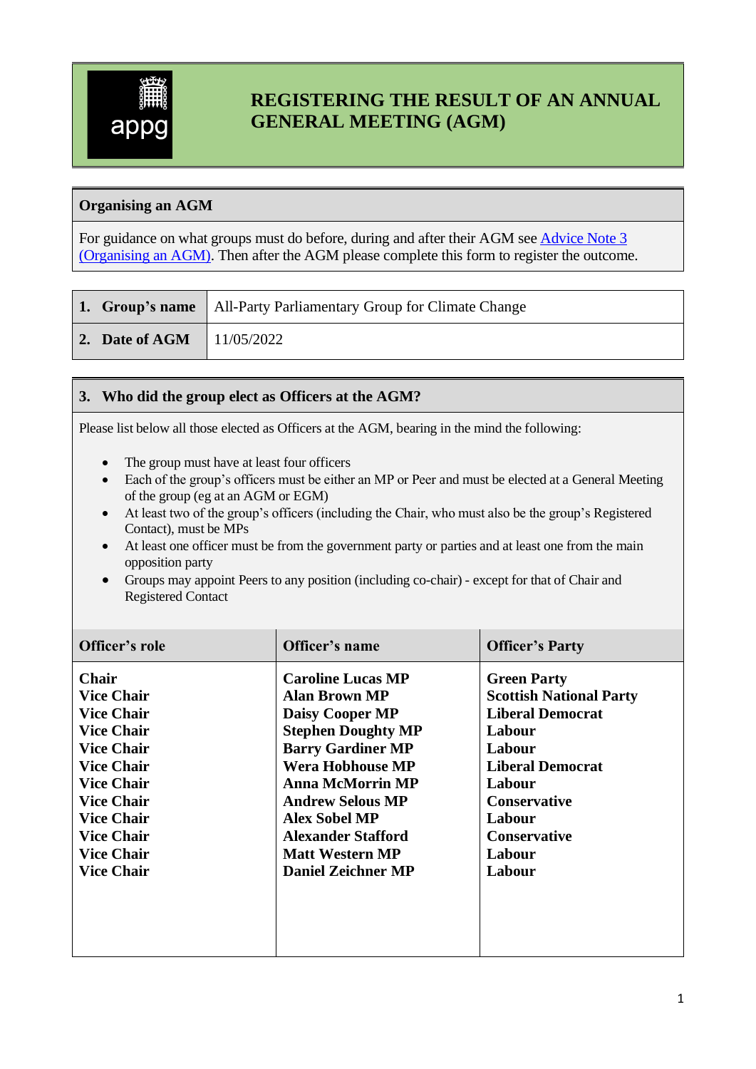# REGISTERING THE RESULT OF AN ANNUAL GENERAL MEETING (AGM)

## Organising an AGM

For guidance on what groups must do before, during and after their AGM see [Advice Note 3 (Organising an AGM)](). Then after the AGM please complete this form to register the outcome.

| | |
|---|---|
| **1. Group's name** | All-Party Parliamentary Group for Climate Change |
| **2. Date of AGM** | 11/05/2022 |

## 3. Who did the group elect as Officers at the AGM?

Please list below all those elected as Officers at the AGM, bearing in the mind the following:

- The group must have at least four officers
- Each of the group's officers must be either an MP or Peer and must be elected at a General Meeting of the group (eg at an AGM or EGM)
- At least two of the group's officers (including the Chair, who must also be the group's Registered Contact), must be MPs
- At least one officer must be from the government party or parties and at least one from the main opposition party
- Groups may appoint Peers to any position (including co-chair) - except for that of Chair and Registered Contact

| Officer's role | Officer's name | Officer's Party |
|---|---|---|
| **Chair** | **Caroline Lucas MP** | **Green Party** |
| **Vice Chair** | **Alan Brown MP** | **Scottish National Party** |
| **Vice Chair** | **Daisy Cooper MP** | **Liberal Democrat** |
| **Vice Chair** | **Stephen Doughty MP** | **Labour** |
| **Vice Chair** | **Barry Gardiner MP** | **Labour** |
| **Vice Chair** | **Wera Hobhouse MP** | **Liberal Democrat** |
| **Vice Chair** | **Anna McMorrin MP** | **Labour** |
| **Vice Chair** | **Andrew Selous MP** | **Conservative** |
| **Vice Chair** | **Alex Sobel MP** | **Labour** |
| **Vice Chair** | **Alexander Stafford** | **Conservative** |
| **Vice Chair** | **Matt Western MP** | **Labour** |
| **Vice Chair** | **Daniel Zeichner MP** | **Labour** |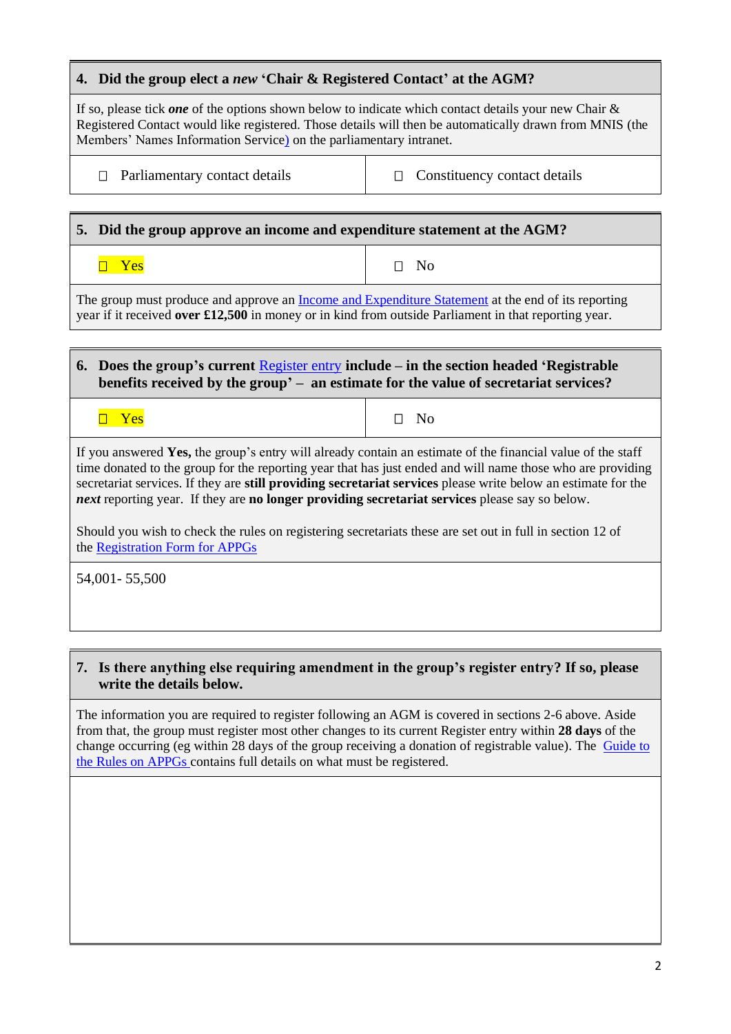## 4. Did the group elect a *new* 'Chair & Registered Contact' at the AGM?

If so, please tick ***one*** of the options shown below to indicate which contact details your new Chair & Registered Contact would like registered. Those details will then be automatically drawn from MNIS (the Members' Names Information Service) on the parliamentary intranet.

| ☐ Parliamentary contact details | ☐ Constituency contact details |
|---|---|

## 5. Did the group approve an income and expenditure statement at the AGM?

| ☐ Yes | ☐ No |
|---|---|

The group must produce and approve an Income and Expenditure Statement at the end of its reporting year if it received **over £12,500** in money or in kind from outside Parliament in that reporting year.

## 6. Does the group's current Register entry include – in the section headed 'Registrable benefits received by the group' – an estimate for the value of secretariat services?

| ☐ Yes | ☐ No |
|---|---|

If you answered **Yes,** the group's entry will already contain an estimate of the financial value of the staff time donated to the group for the reporting year that has just ended and will name those who are providing secretariat services. If they are **still providing secretariat services** please write below an estimate for the ***next*** reporting year. If they are **no longer providing secretariat services** please say so below.

Should you wish to check the rules on registering secretariats these are set out in full in section 12 of the Registration Form for APPGs

54,001- 55,500

## 7. Is there anything else requiring amendment in the group's register entry? If so, please write the details below.

The information you are required to register following an AGM is covered in sections 2-6 above. Aside from that, the group must register most other changes to its current Register entry within **28 days** of the change occurring (eg within 28 days of the group receiving a donation of registrable value). The Guide to the Rules on APPGs contains full details on what must be registered.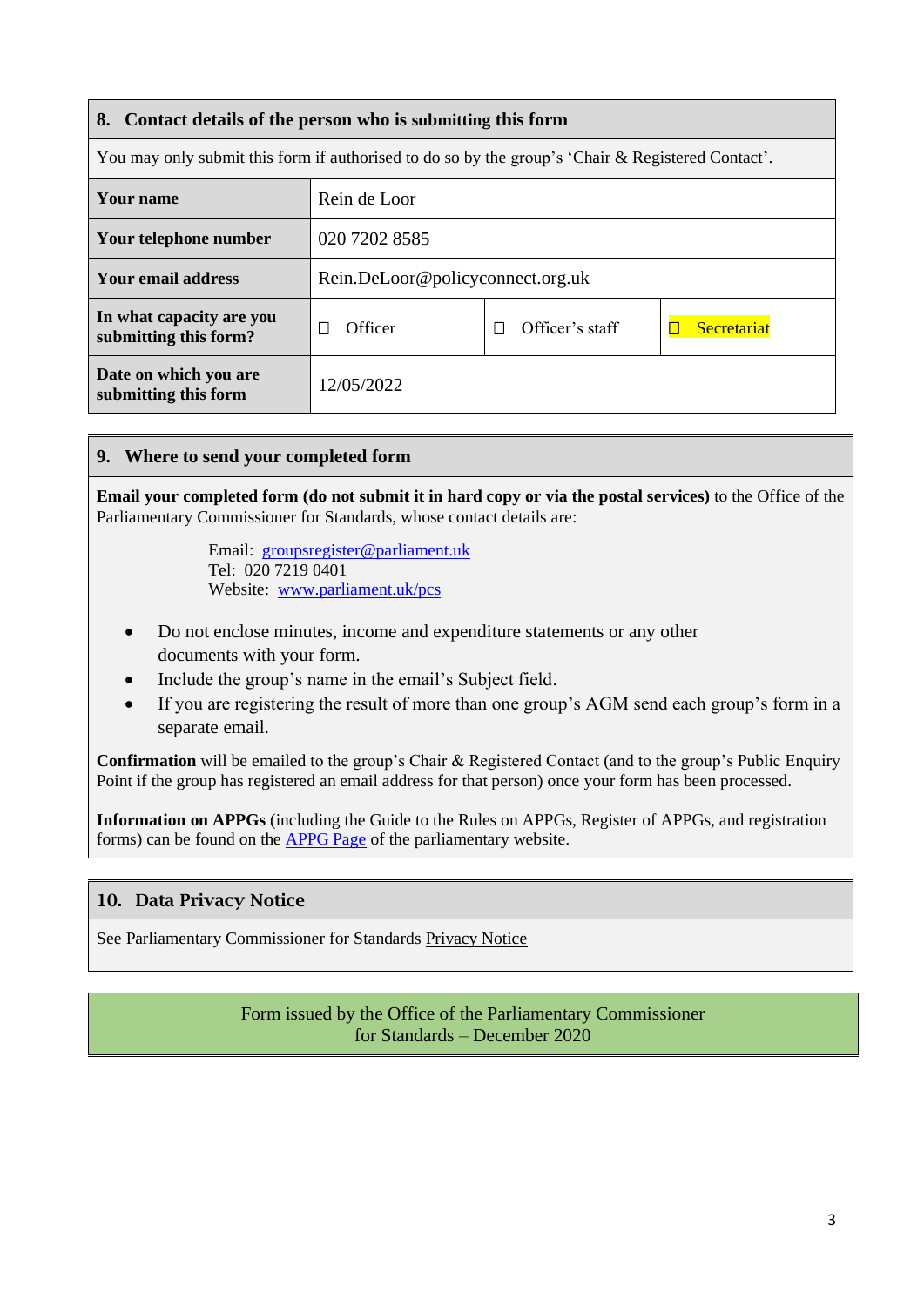| **8. Contact details of the person who is submitting this form** | | | |
|---|---|---|---|
| You may only submit this form if authorised to do so by the group's 'Chair & Registered Contact'. | | | |
| **Your name** | Rein de Loor | | |
| **Your telephone number** | 020 7202 8585 | | |
| **Your email address** | Rein.DeLoor@policyconnect.org.uk | | |
| **In what capacity are you submitting this form?** | ☐ Officer | ☐ Officer's staff | ☐ Secretariat |
| **Date on which you are submitting this form** | 12/05/2022 | | |

## 9. Where to send your completed form

**Email your completed form (do not submit it in hard copy or via the postal services)** to the Office of the Parliamentary Commissioner for Standards, whose contact details are:

Email: groupsregister@parliament.uk
Tel: 020 7219 0401
Website: www.parliament.uk/pcs

- Do not enclose minutes, income and expenditure statements or any other documents with your form.
- Include the group's name in the email's Subject field.
- If you are registering the result of more than one group's AGM send each group's form in a separate email.

**Confirmation** will be emailed to the group's Chair & Registered Contact (and to the group's Public Enquiry Point if the group has registered an email address for that person) once your form has been processed.

**Information on APPGs** (including the Guide to the Rules on APPGs, Register of APPGs, and registration forms) can be found on the APPG Page of the parliamentary website.

## 10. Data Privacy Notice

See Parliamentary Commissioner for Standards Privacy Notice

Form issued by the Office of the Parliamentary Commissioner for Standards – December 2020